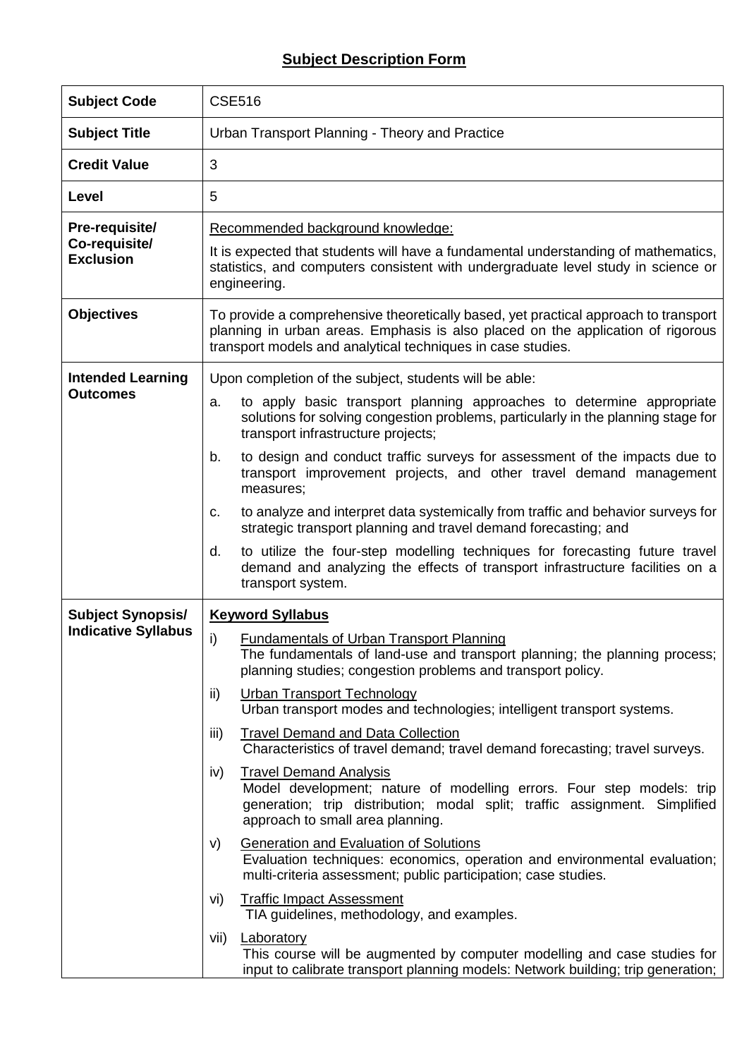# Subject Description Form

| | |
|---|---|
| **Subject Code** | CSE516 |
| **Subject Title** | Urban Transport Planning - Theory and Practice |
| **Credit Value** | 3 |
| **Level** | 5 |
| **Pre-requisite/ Co-requisite/ Exclusion** | Recommended background knowledge:<br><br>It is expected that students will have a fundamental understanding of mathematics, statistics, and computers consistent with undergraduate level study in science or engineering. |
| **Objectives** | To provide a comprehensive theoretically based, yet practical approach to transport planning in urban areas. Emphasis is also placed on the application of rigorous transport models and analytical techniques in case studies. |
| **Intended Learning Outcomes** | Upon completion of the subject, students will be able:<br><br>a. to apply basic transport planning approaches to determine appropriate solutions for solving congestion problems, particularly in the planning stage for transport infrastructure projects;<br><br>b. to design and conduct traffic surveys for assessment of the impacts due to transport improvement projects, and other travel demand management measures;<br><br>c. to analyze and interpret data systemically from traffic and behavior surveys for strategic transport planning and travel demand forecasting; and<br><br>d. to utilize the four-step modelling techniques for forecasting future travel demand and analyzing the effects of transport infrastructure facilities on a transport system. |
| **Subject Synopsis/ Indicative Syllabus** | **Keyword Syllabus**<br><br>i) Fundamentals of Urban Transport Planning<br>The fundamentals of land-use and transport planning; the planning process; planning studies; congestion problems and transport policy.<br><br>ii) Urban Transport Technology<br>Urban transport modes and technologies; intelligent transport systems.<br><br>iii) Travel Demand and Data Collection<br>Characteristics of travel demand; travel demand forecasting; travel surveys.<br><br>iv) Travel Demand Analysis<br>Model development; nature of modelling errors. Four step models: trip generation; trip distribution; modal split; traffic assignment. Simplified approach to small area planning.<br><br>v) Generation and Evaluation of Solutions<br>Evaluation techniques: economics, operation and environmental evaluation; multi-criteria assessment; public participation; case studies.<br><br>vi) Traffic Impact Assessment<br>TIA guidelines, methodology, and examples.<br><br>vii) Laboratory<br>This course will be augmented by computer modelling and case studies for input to calibrate transport planning models: Network building; trip generation; |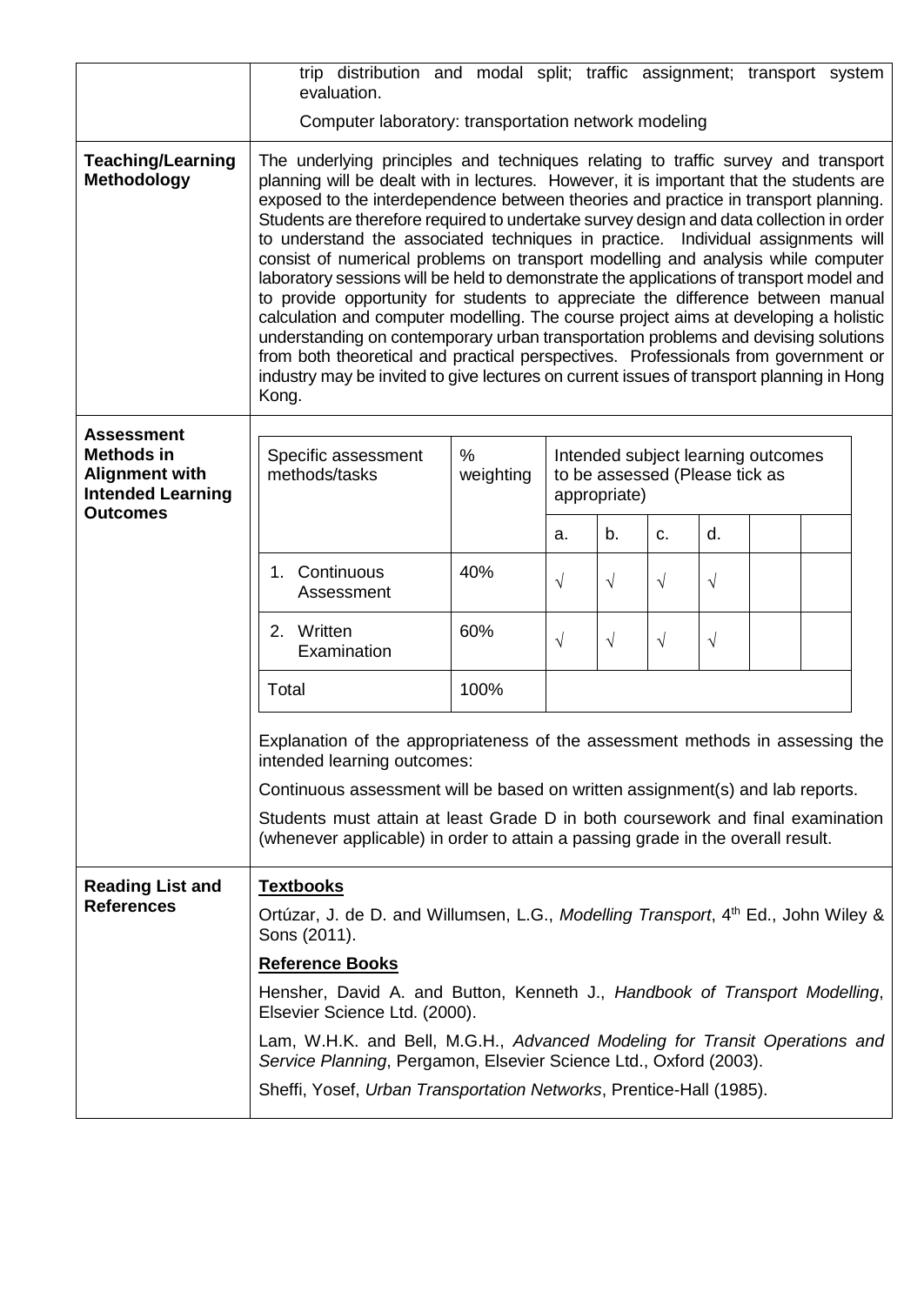| | |
|---|---|
| | trip distribution and modal split; traffic assignment; transport system evaluation.<br><br>Computer laboratory: transportation network modeling |
| **Teaching/Learning Methodology** | The underlying principles and techniques relating to traffic survey and transport planning will be dealt with in lectures. However, it is important that the students are exposed to the interdependence between theories and practice in transport planning. Students are therefore required to undertake survey design and data collection in order to understand the associated techniques in practice. Individual assignments will consist of numerical problems on transport modelling and analysis while computer laboratory sessions will be held to demonstrate the applications of transport model and to provide opportunity for students to appreciate the difference between manual calculation and computer modelling. The course project aims at developing a holistic understanding on contemporary urban transportation problems and devising solutions from both theoretical and practical perspectives. Professionals from government or industry may be invited to give lectures on current issues of transport planning in Hong Kong. |
| **Assessment Methods in Alignment with Intended Learning Outcomes** | (see table below) |

| Specific assessment methods/tasks | % weighting | Intended subject learning outcomes to be assessed (Please tick as appropriate) | | | | | |
|---|---|---|---|---|---|---|---|
| | | a. | b. | c. | d. | | |
| 1. Continuous Assessment | 40% | √ | √ | √ | √ | | |
| 2. Written Examination | 60% | √ | √ | √ | √ | | |
| Total | 100% | | | | | | |

Explanation of the appropriateness of the assessment methods in assessing the intended learning outcomes:

Continuous assessment will be based on written assignment(s) and lab reports.

Students must attain at least Grade D in both coursework and final examination (whenever applicable) in order to attain a passing grade in the overall result.

**Reading List and References**

**Textbooks**

Ortúzar, J. de D. and Willumsen, L.G., *Modelling Transport*, 4th Ed., John Wiley & Sons (2011).

**Reference Books**

Hensher, David A. and Button, Kenneth J., *Handbook of Transport Modelling*, Elsevier Science Ltd. (2000).

Lam, W.H.K. and Bell, M.G.H., *Advanced Modeling for Transit Operations and Service Planning*, Pergamon, Elsevier Science Ltd., Oxford (2003).

Sheffi, Yosef, *Urban Transportation Networks*, Prentice-Hall (1985).